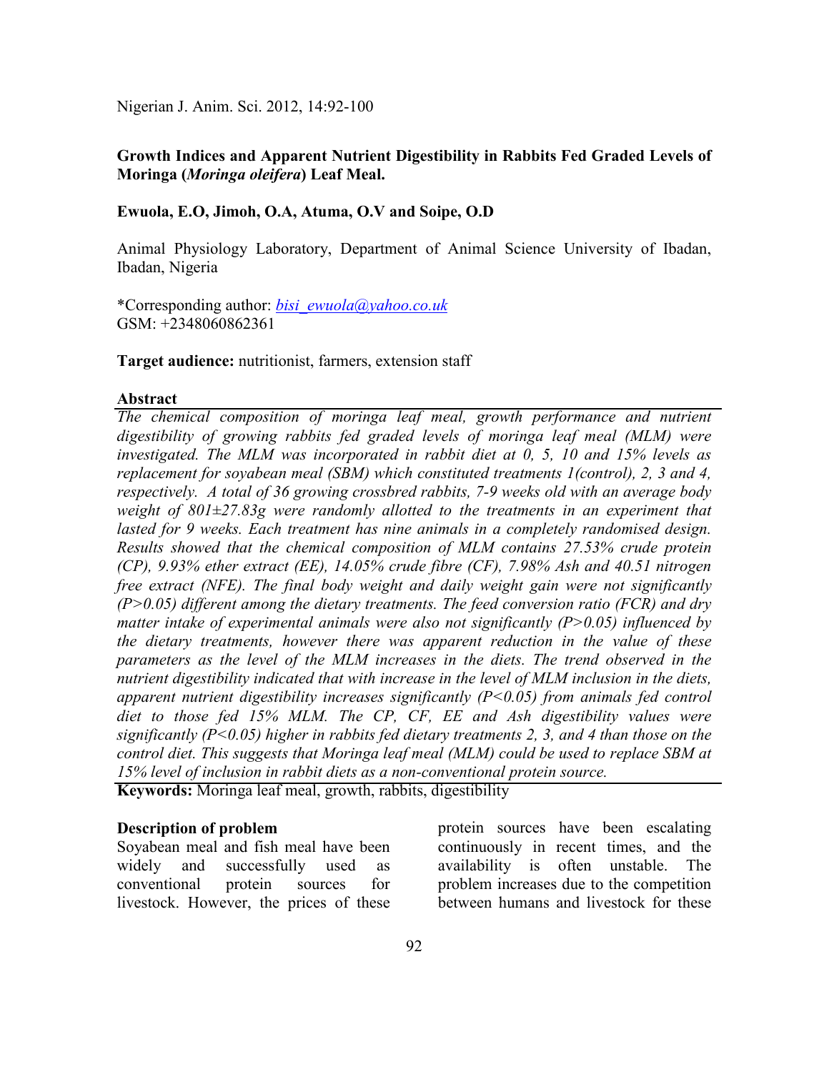# Growth Indices and Apparent Nutrient Digestibility in Rabbits Fed Graded Levels of Moringa (*Moringa oleifera*) Leaf Meal.

**Ewuola, E.O, Jimoh, O.A, Atuma, O.V and Soipe, O.D**

Animal Physiology Laboratory, Department of Animal Science University of Ibadan, Ibadan, Nigeria

*Corresponding author: bisi_ewuola@yahoo.co.uk
GSM: +2348060862361

**Target audience:** nutritionist, farmers, extension staff

## Abstract

*The chemical composition of moringa leaf meal, growth performance and nutrient digestibility of growing rabbits fed graded levels of moringa leaf meal (MLM) were investigated. The MLM was incorporated in rabbit diet at 0, 5, 10 and 15% levels as replacement for soyabean meal (SBM) which constituted treatments 1(control), 2, 3 and 4, respectively. A total of 36 growing crossbred rabbits, 7-9 weeks old with an average body weight of 801±27.83g were randomly allotted to the treatments in an experiment that lasted for 9 weeks. Each treatment has nine animals in a completely randomised design. Results showed that the chemical composition of MLM contains 27.53% crude protein (CP), 9.93% ether extract (EE), 14.05% crude fibre (CF), 7.98% Ash and 40.51 nitrogen free extract (NFE). The final body weight and daily weight gain were not significantly (P>0.05) different among the dietary treatments. The feed conversion ratio (FCR) and dry matter intake of experimental animals were also not significantly (P>0.05) influenced by the dietary treatments, however there was apparent reduction in the value of these parameters as the level of the MLM increases in the diets. The trend observed in the nutrient digestibility indicated that with increase in the level of MLM inclusion in the diets, apparent nutrient digestibility increases significantly (P<0.05) from animals fed control diet to those fed 15% MLM. The CP, CF, EE and Ash digestibility values were significantly (P<0.05) higher in rabbits fed dietary treatments 2, 3, and 4 than those on the control diet. This suggests that Moringa leaf meal (MLM) could be used to replace SBM at 15% level of inclusion in rabbit diets as a non-conventional protein source.*

**Keywords:** Moringa leaf meal, growth, rabbits, digestibility

## Description of problem

Soyabean meal and fish meal have been widely and successfully used as conventional protein sources for livestock. However, the prices of these protein sources have been escalating continuously in recent times, and the availability is often unstable. The problem increases due to the competition between humans and livestock for these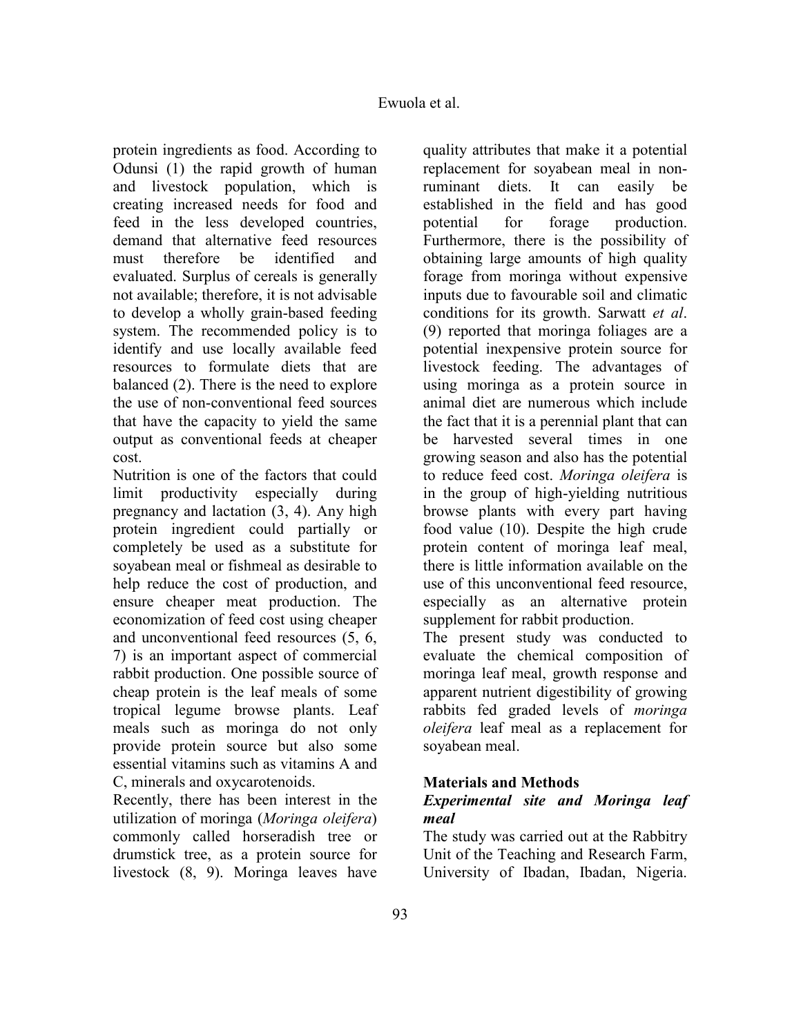protein ingredients as food. According to Odunsi (1) the rapid growth of human and livestock population, which is creating increased needs for food and feed in the less developed countries, demand that alternative feed resources must therefore be identified and evaluated. Surplus of cereals is generally not available; therefore, it is not advisable to develop a wholly grain-based feeding system. The recommended policy is to identify and use locally available feed resources to formulate diets that are balanced (2). There is the need to explore the use of non-conventional feed sources that have the capacity to yield the same output as conventional feeds at cheaper cost.

Nutrition is one of the factors that could limit productivity especially during pregnancy and lactation (3, 4). Any high protein ingredient could partially or completely be used as a substitute for soyabean meal or fishmeal as desirable to help reduce the cost of production, and ensure cheaper meat production. The economization of feed cost using cheaper and unconventional feed resources (5, 6, 7) is an important aspect of commercial rabbit production. One possible source of cheap protein is the leaf meals of some tropical legume browse plants. Leaf meals such as moringa do not only provide protein source but also some essential vitamins such as vitamins A and C, minerals and oxycarotenoids.

Recently, there has been interest in the utilization of moringa (*Moringa oleifera*) commonly called horseradish tree or drumstick tree, as a protein source for livestock (8, 9). Moringa leaves have quality attributes that make it a potential replacement for soyabean meal in non-ruminant diets. It can easily be established in the field and has good potential for forage production. Furthermore, there is the possibility of obtaining large amounts of high quality forage from moringa without expensive inputs due to favourable soil and climatic conditions for its growth. Sarwatt *et al*. (9) reported that moringa foliages are a potential inexpensive protein source for livestock feeding. The advantages of using moringa as a protein source in animal diet are numerous which include the fact that it is a perennial plant that can be harvested several times in one growing season and also has the potential to reduce feed cost. *Moringa oleifera* is in the group of high-yielding nutritious browse plants with every part having food value (10). Despite the high crude protein content of moringa leaf meal, there is little information available on the use of this unconventional feed resource, especially as an alternative protein supplement for rabbit production.

The present study was conducted to evaluate the chemical composition of moringa leaf meal, growth response and apparent nutrient digestibility of growing rabbits fed graded levels of *moringa oleifera* leaf meal as a replacement for soyabean meal.

## Materials and Methods

### *Experimental site and Moringa leaf meal*

The study was carried out at the Rabbitry Unit of the Teaching and Research Farm, University of Ibadan, Ibadan, Nigeria.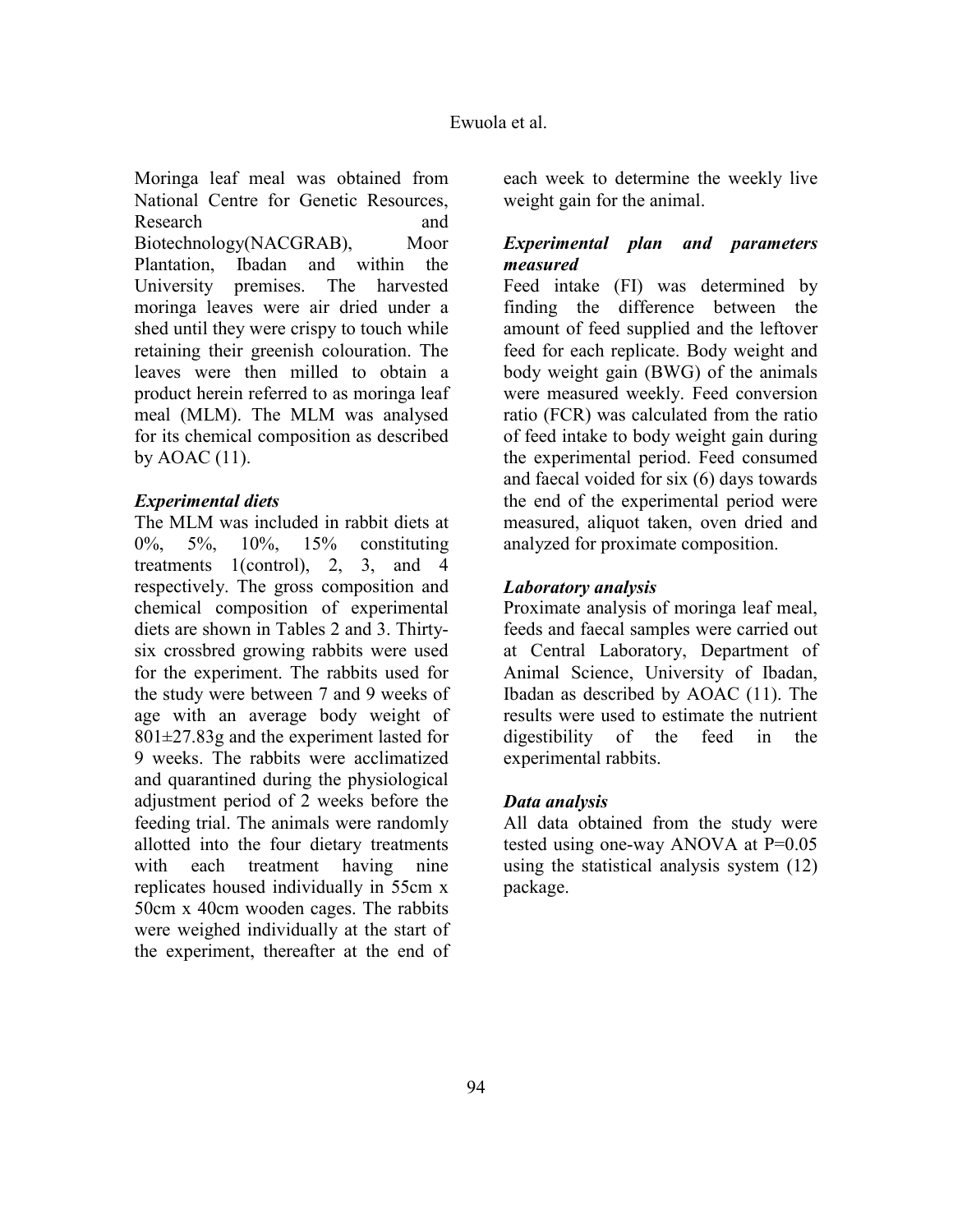Moringa leaf meal was obtained from National Centre for Genetic Resources, Research and Biotechnology(NACGRAB), Moor Plantation, Ibadan and within the University premises. The harvested moringa leaves were air dried under a shed until they were crispy to touch while retaining their greenish colouration. The leaves were then milled to obtain a product herein referred to as moringa leaf meal (MLM). The MLM was analysed for its chemical composition as described by AOAC (11).

***Experimental diets***

The MLM was included in rabbit diets at 0%, 5%, 10%, 15% constituting treatments 1(control), 2, 3, and 4 respectively. The gross composition and chemical composition of experimental diets are shown in Tables 2 and 3. Thirty-six crossbred growing rabbits were used for the experiment. The rabbits used for the study were between 7 and 9 weeks of age with an average body weight of 801±27.83g and the experiment lasted for 9 weeks. The rabbits were acclimatized and quarantined during the physiological adjustment period of 2 weeks before the feeding trial. The animals were randomly allotted into the four dietary treatments with each treatment having nine replicates housed individually in 55cm x 50cm x 40cm wooden cages. The rabbits were weighed individually at the start of the experiment, thereafter at the end of each week to determine the weekly live weight gain for the animal.

***Experimental plan and parameters measured***

Feed intake (FI) was determined by finding the difference between the amount of feed supplied and the leftover feed for each replicate. Body weight and body weight gain (BWG) of the animals were measured weekly. Feed conversion ratio (FCR) was calculated from the ratio of feed intake to body weight gain during the experimental period. Feed consumed and faecal voided for six (6) days towards the end of the experimental period were measured, aliquot taken, oven dried and analyzed for proximate composition.

***Laboratory analysis***

Proximate analysis of moringa leaf meal, feeds and faecal samples were carried out at Central Laboratory, Department of Animal Science, University of Ibadan, Ibadan as described by AOAC (11). The results were used to estimate the nutrient digestibility of the feed in the experimental rabbits.

***Data analysis***

All data obtained from the study were tested using one-way ANOVA at P=0.05 using the statistical analysis system (12) package.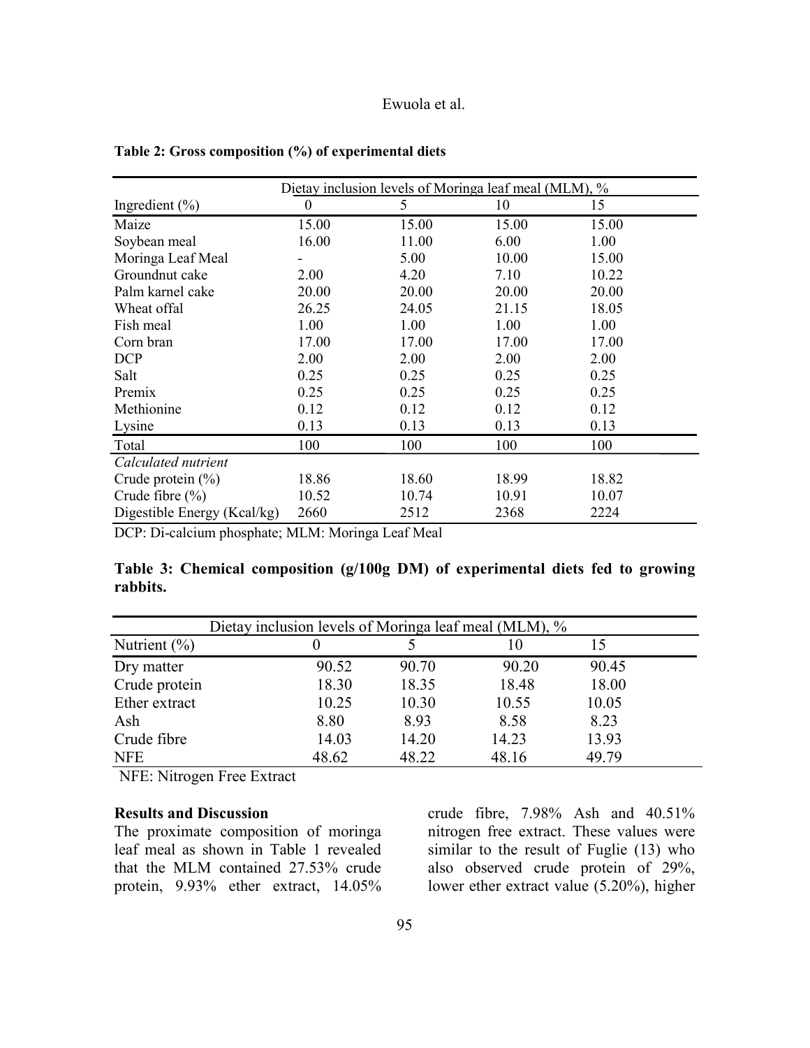**Table 2: Gross composition (%) of experimental diets**

| | Dietay inclusion levels of Moringa leaf meal (MLM), % | | | |
|---|---|---|---|---|
| Ingredient (%) | 0 | 5 | 10 | 15 |
| Maize | 15.00 | 15.00 | 15.00 | 15.00 |
| Soybean meal | 16.00 | 11.00 | 6.00 | 1.00 |
| Moringa Leaf Meal | - | 5.00 | 10.00 | 15.00 |
| Groundnut cake | 2.00 | 4.20 | 7.10 | 10.22 |
| Palm karnel cake | 20.00 | 20.00 | 20.00 | 20.00 |
| Wheat offal | 26.25 | 24.05 | 21.15 | 18.05 |
| Fish meal | 1.00 | 1.00 | 1.00 | 1.00 |
| Corn bran | 17.00 | 17.00 | 17.00 | 17.00 |
| DCP | 2.00 | 2.00 | 2.00 | 2.00 |
| Salt | 0.25 | 0.25 | 0.25 | 0.25 |
| Premix | 0.25 | 0.25 | 0.25 | 0.25 |
| Methionine | 0.12 | 0.12 | 0.12 | 0.12 |
| Lysine | 0.13 | 0.13 | 0.13 | 0.13 |
| Total | 100 | 100 | 100 | 100 |
| *Calculated nutrient* | | | | |
| Crude protein (%) | 18.86 | 18.60 | 18.99 | 18.82 |
| Crude fibre (%) | 10.52 | 10.74 | 10.91 | 10.07 |
| Digestible Energy (Kcal/kg) | 2660 | 2512 | 2368 | 2224 |

DCP: Di-calcium phosphate; MLM: Moringa Leaf Meal

**Table 3: Chemical composition (g/100g DM) of experimental diets fed to growing rabbits.**

| | Dietay inclusion levels of Moringa leaf meal (MLM), % | | | |
|---|---|---|---|---|
| Nutrient (%) | 0 | 5 | 10 | 15 |
| Dry matter | 90.52 | 90.70 | 90.20 | 90.45 |
| Crude protein | 18.30 | 18.35 | 18.48 | 18.00 |
| Ether extract | 10.25 | 10.30 | 10.55 | 10.05 |
| Ash | 8.80 | 8.93 | 8.58 | 8.23 |
| Crude fibre | 14.03 | 14.20 | 14.23 | 13.93 |
| NFE | 48.62 | 48.22 | 48.16 | 49.79 |

NFE: Nitrogen Free Extract

**Results and Discussion**

The proximate composition of moringa leaf meal as shown in Table 1 revealed that the MLM contained 27.53% crude protein, 9.93% ether extract, 14.05% crude fibre, 7.98% Ash and 40.51% nitrogen free extract. These values were similar to the result of Fuglie (13) who also observed crude protein of 29%, lower ether extract value (5.20%), higher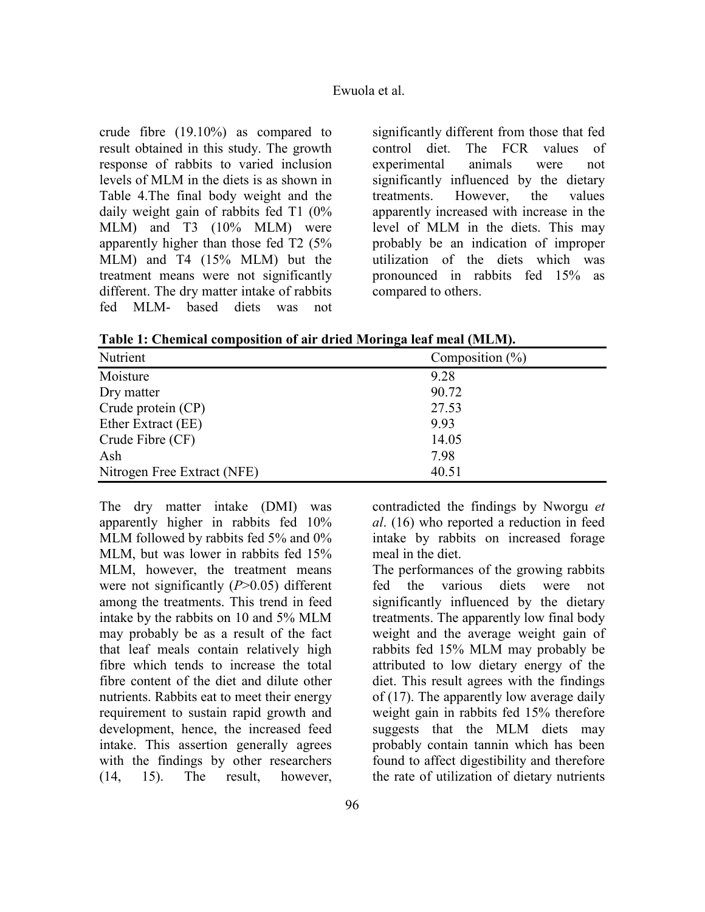crude fibre (19.10%) as compared to result obtained in this study. The growth response of rabbits to varied inclusion levels of MLM in the diets is as shown in Table 4.The final body weight and the daily weight gain of rabbits fed T1 (0% MLM) and T3 (10% MLM) were apparently higher than those fed T2 (5% MLM) and T4 (15% MLM) but the treatment means were not significantly different. The dry matter intake of rabbits fed MLM- based diets was not significantly different from those that fed control diet. The FCR values of experimental animals were not significantly influenced by the dietary treatments. However, the values apparently increased with increase in the level of MLM in the diets. This may probably be an indication of improper utilization of the diets which was pronounced in rabbits fed 15% as compared to others.

**Table 1: Chemical composition of air dried Moringa leaf meal (MLM).**

| Nutrient | Composition (%) |
|---|---|
| Moisture | 9.28 |
| Dry matter | 90.72 |
| Crude protein (CP) | 27.53 |
| Ether Extract (EE) | 9.93 |
| Crude Fibre (CF) | 14.05 |
| Ash | 7.98 |
| Nitrogen Free Extract (NFE) | 40.51 |

The dry matter intake (DMI) was apparently higher in rabbits fed 10% MLM followed by rabbits fed 5% and 0% MLM, but was lower in rabbits fed 15% MLM, however, the treatment means were not significantly ($P$>0.05) different among the treatments. This trend in feed intake by the rabbits on 10 and 5% MLM may probably be as a result of the fact that leaf meals contain relatively high fibre which tends to increase the total fibre content of the diet and dilute other nutrients. Rabbits eat to meet their energy requirement to sustain rapid growth and development, hence, the increased feed intake. This assertion generally agrees with the findings by other researchers (14, 15). The result, however, contradicted the findings by Nworgu *et al*. (16) who reported a reduction in feed intake by rabbits on increased forage meal in the diet.

The performances of the growing rabbits fed the various diets were not significantly influenced by the dietary treatments. The apparently low final body weight and the average weight gain of rabbits fed 15% MLM may probably be attributed to low dietary energy of the diet. This result agrees with the findings of (17). The apparently low average daily weight gain in rabbits fed 15% therefore suggests that the MLM diets may probably contain tannin which has been found to affect digestibility and therefore the rate of utilization of dietary nutrients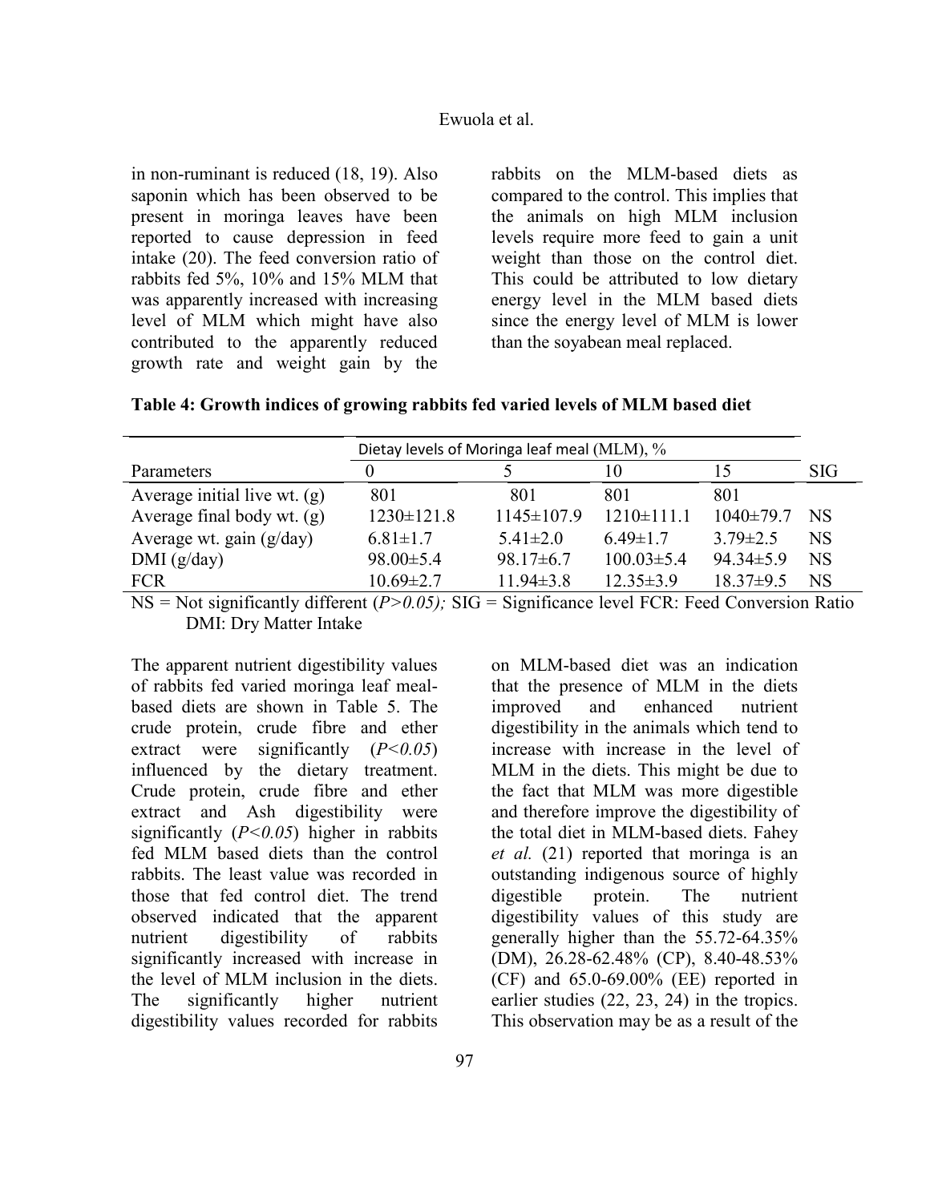in non-ruminant is reduced (18, 19). Also saponin which has been observed to be present in moringa leaves have been reported to cause depression in feed intake (20). The feed conversion ratio of rabbits fed 5%, 10% and 15% MLM that was apparently increased with increasing level of MLM which might have also contributed to the apparently reduced growth rate and weight gain by the rabbits on the MLM-based diets as compared to the control. This implies that the animals on high MLM inclusion levels require more feed to gain a unit weight than those on the control diet. This could be attributed to low dietary energy level in the MLM based diets since the energy level of MLM is lower than the soyabean meal replaced.

**Table 4: Growth indices of growing rabbits fed varied levels of MLM based diet**

| | Dietay levels of Moringa leaf meal (MLM), % | | | | |
|---|---|---|---|---|---|
| Parameters | 0 | 5 | 10 | 15 | SIG |
| Average initial live wt. (g) | 801 | 801 | 801 | 801 | |
| Average final body wt. (g) | 1230±121.8 | 1145±107.9 | 1210±111.1 | 1040±79.7 | NS |
| Average wt. gain (g/day) | 6.81±1.7 | 5.41±2.0 | 6.49±1.7 | 3.79±2.5 | NS |
| DMI (g/day) | 98.00±5.4 | 98.17±6.7 | 100.03±5.4 | 94.34±5.9 | NS |
| FCR | 10.69±2.7 | 11.94±3.8 | 12.35±3.9 | 18.37±9.5 | NS |

NS = Not significantly different (*P>0.05*); SIG = Significance level FCR: Feed Conversion Ratio DMI: Dry Matter Intake

The apparent nutrient digestibility values of rabbits fed varied moringa leaf meal-based diets are shown in Table 5. The crude protein, crude fibre and ether extract were significantly (*P<0.05*) influenced by the dietary treatment. Crude protein, crude fibre and ether extract and Ash digestibility were significantly (*P<0.05*) higher in rabbits fed MLM based diets than the control rabbits. The least value was recorded in those that fed control diet. The trend observed indicated that the apparent nutrient digestibility of rabbits significantly increased with increase in the level of MLM inclusion in the diets. The significantly higher nutrient digestibility values recorded for rabbits on MLM-based diet was an indication that the presence of MLM in the diets improved and enhanced nutrient digestibility in the animals which tend to increase with increase in the level of MLM in the diets. This might be due to the fact that MLM was more digestible and therefore improve the digestibility of the total diet in MLM-based diets. Fahey *et al.* (21) reported that moringa is an outstanding indigenous source of highly digestible protein. The nutrient digestibility values of this study are generally higher than the 55.72-64.35% (DM), 26.28-62.48% (CP), 8.40-48.53% (CF) and 65.0-69.00% (EE) reported in earlier studies (22, 23, 24) in the tropics. This observation may be as a result of the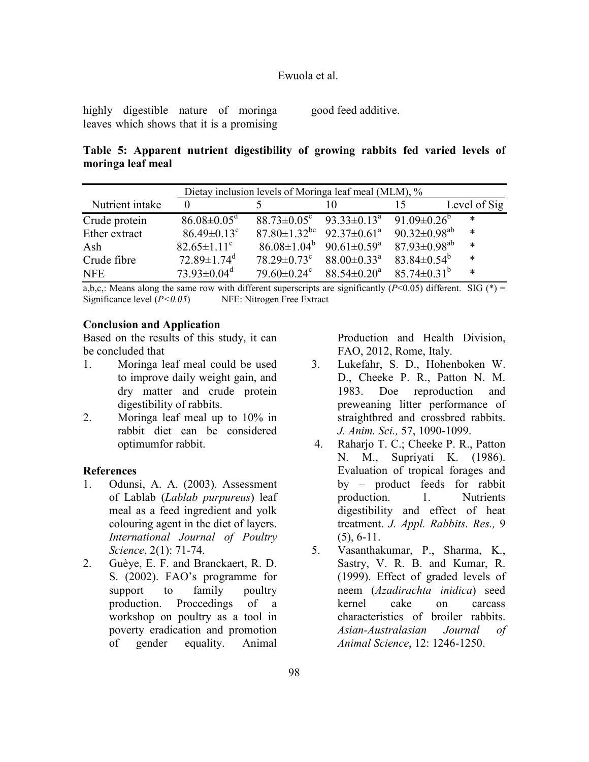highly digestible nature of moringa leaves which shows that it is a promising good feed additive.

**Table 5: Apparent nutrient digestibility of growing rabbits fed varied levels of moringa leaf meal**

| | Dietay inclusion levels of Moringa leaf meal (MLM), % | | | | |
|---|---|---|---|---|---|
| Nutrient intake | 0 | 5 | 10 | 15 | Level of Sig |
| Crude protein | $86.08\pm0.05^{d}$ | $88.73\pm0.05^{c}$ | $93.33\pm0.13^{a}$ | $91.09\pm0.26^{b}$ | * |
| Ether extract | $86.49\pm0.13^{c}$ | $87.80\pm1.32^{bc}$ | $92.37\pm0.61^{a}$ | $90.32\pm0.98^{ab}$ | * |
| Ash | $82.65\pm1.11^{c}$ | $86.08\pm1.04^{b}$ | $90.61\pm0.59^{a}$ | $87.93\pm0.98^{ab}$ | * |
| Crude fibre | $72.89\pm1.74^{d}$ | $78.29\pm0.73^{c}$ | $88.00\pm0.33^{a}$ | $83.84\pm0.54^{b}$ | * |
| NFE | $73.93\pm0.04^{d}$ | $79.60\pm0.24^{c}$ | $88.54\pm0.20^{a}$ | $85.74\pm0.31^{b}$ | * |

a,b,c,: Means along the same row with different superscripts are significantly ($P<0.05$) different. SIG (*) = Significance level ($P<0.05$) NFE: Nitrogen Free Extract

### Conclusion and Application

Based on the results of this study, it can be concluded that

1. Moringa leaf meal could be used to improve daily weight gain, and dry matter and crude protein digestibility of rabbits.
2. Moringa leaf meal up to 10% in rabbit diet can be considered optimumfor rabbit.

### References

1. Odunsi, A. A. (2003). Assessment of Lablab (*Lablab purpureus*) leaf meal as a feed ingredient and yolk colouring agent in the diet of layers. *International Journal of Poultry Science*, 2(1): 71-74.
2. Guèye, E. F. and Branckaert, R. D. S. (2002). FAO's programme for support to family poultry production. Proccedings of a workshop on poultry as a tool in poverty eradication and promotion of gender equality. Animal Production and Health Division, FAO, 2012, Rome, Italy.
3. Lukefahr, S. D., Hohenboken W. D., Cheeke P. R., Patton N. M. 1983. Doe reproduction and preweaning litter performance of straightbred and crossbred rabbits. *J. Anim. Sci.,* 57, 1090-1099.
4. Raharjo T. C.; Cheeke P. R., Patton N. M., Supriyati K. (1986). Evaluation of tropical forages and by – product feeds for rabbit production. 1. Nutrients digestibility and effect of heat treatment. *J. Appl. Rabbits. Res.,* 9 (5), 6-11.
5. Vasanthakumar, P., Sharma, K., Sastry, V. R. B. and Kumar, R. (1999). Effect of graded levels of neem (*Azadirachta inidica*) seed kernel cake on carcass characteristics of broiler rabbits. *Asian-Australasian Journal of Animal Science*, 12: 1246-1250.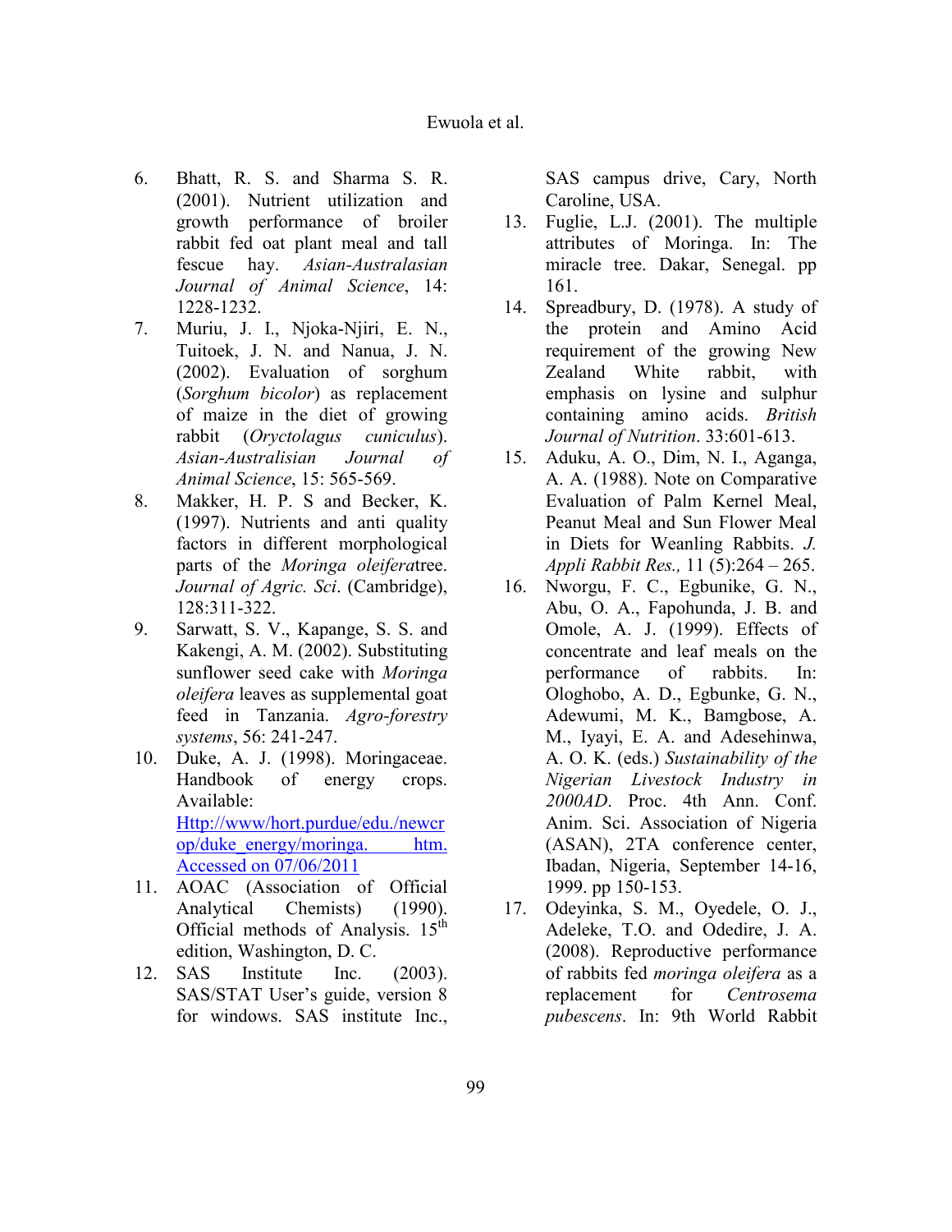6. Bhatt, R. S. and Sharma S. R. (2001). Nutrient utilization and growth performance of broiler rabbit fed oat plant meal and tall fescue hay. *Asian-Australasian Journal of Animal Science*, 14: 1228-1232.
7. Muriu, J. I., Njoka-Njiri, E. N., Tuitoek, J. N. and Nanua, J. N. (2002). Evaluation of sorghum (*Sorghum bicolor*) as replacement of maize in the diet of growing rabbit (*Oryctolagus cuniculus*). *Asian-Australisian Journal of Animal Science*, 15: 565-569.
8. Makker, H. P. S and Becker, K. (1997). Nutrients and anti quality factors in different morphological parts of the *Moringa oleifera*tree. *Journal of Agric. Sci*. (Cambridge), 128:311-322.
9. Sarwatt, S. V., Kapange, S. S. and Kakengi, A. M. (2002). Substituting sunflower seed cake with *Moringa oleifera* leaves as supplemental goat feed in Tanzania. *Agro-forestry systems*, 56: 241-247.
10. Duke, A. J. (1998). Moringaceae. Handbook of energy crops. Available: [Http://www/hort.purdue/edu./newcrop/duke_energy/moringa. htm. Accessed on 07/06/2011](Http://www/hort.purdue/edu./newcrop/duke_energy/moringa.htm)
11. AOAC (Association of Official Analytical Chemists) (1990). Official methods of Analysis. 15th edition, Washington, D. C.
12. SAS Institute Inc. (2003). SAS/STAT User's guide, version 8 for windows. SAS institute Inc., SAS campus drive, Cary, North Caroline, USA.
13. Fuglie, L.J. (2001). The multiple attributes of Moringa. In: The miracle tree. Dakar, Senegal. pp 161.
14. Spreadbury, D. (1978). A study of the protein and Amino Acid requirement of the growing New Zealand White rabbit, with emphasis on lysine and sulphur containing amino acids. *British Journal of Nutrition*. 33:601-613.
15. Aduku, A. O., Dim, N. I., Aganga, A. A. (1988). Note on Comparative Evaluation of Palm Kernel Meal, Peanut Meal and Sun Flower Meal in Diets for Weanling Rabbits. *J. Appli Rabbit Res.,* 11 (5):264 – 265.
16. Nworgu, F. C., Egbunike, G. N., Abu, O. A., Fapohunda, J. B. and Omole, A. J. (1999). Effects of concentrate and leaf meals on the performance of rabbits. In: Ologhobo, A. D., Egbunke, G. N., Adewumi, M. K., Bamgbose, A. M., Iyayi, E. A. and Adesehinwa, A. O. K. (eds.) *Sustainability of the Nigerian Livestock Industry in 2000AD*. Proc. 4th Ann. Conf. Anim. Sci. Association of Nigeria (ASAN), 2TA conference center, Ibadan, Nigeria, September 14-16, 1999. pp 150-153.
17. Odeyinka, S. M., Oyedele, O. J., Adeleke, T.O. and Odedire, J. A. (2008). Reproductive performance of rabbits fed *moringa oleifera* as a replacement for *Centrosema pubescens*. In: 9th World Rabbit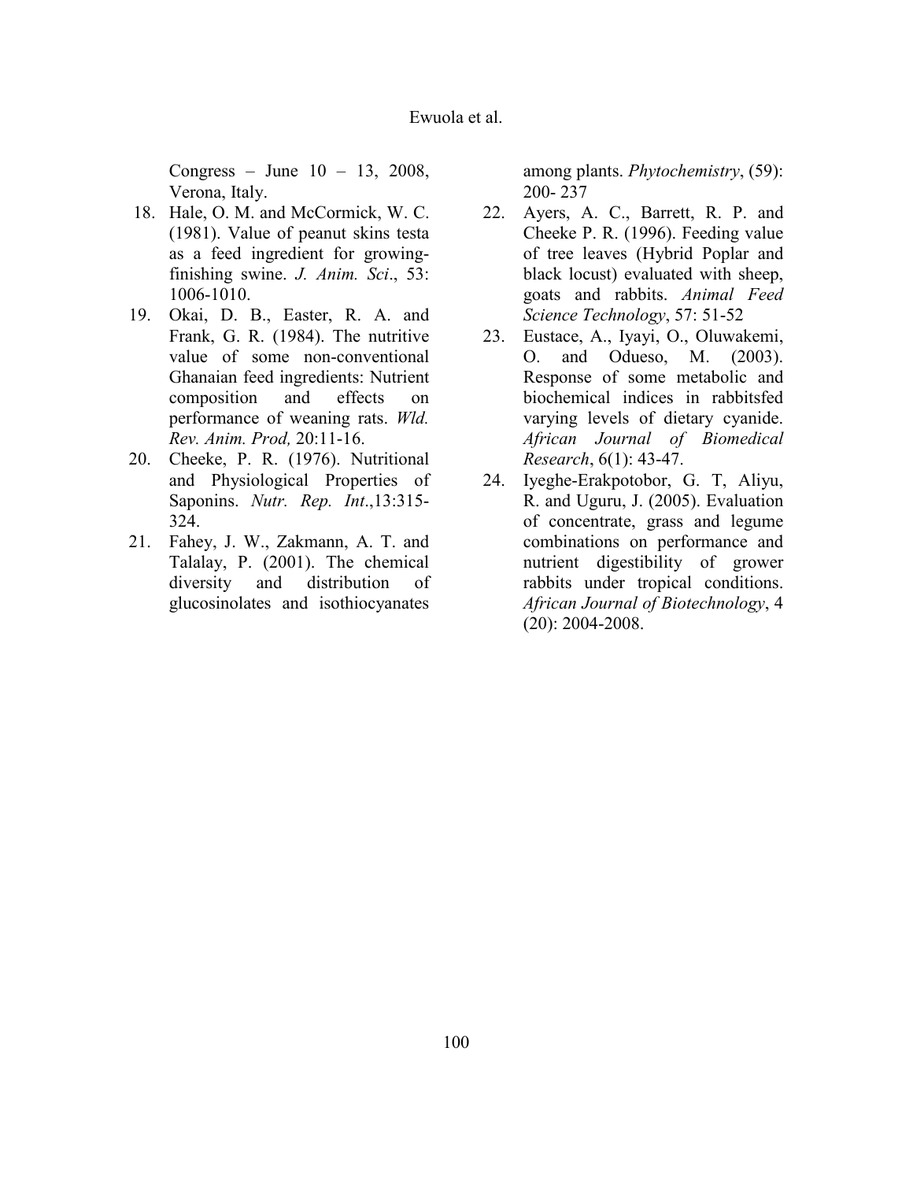Congress – June 10 – 13, 2008, Verona, Italy.

18. Hale, O. M. and McCormick, W. C. (1981). Value of peanut skins testa as a feed ingredient for growing-finishing swine. *J. Anim. Sci*., 53: 1006-1010.
19. Okai, D. B., Easter, R. A. and Frank, G. R. (1984). The nutritive value of some non-conventional Ghanaian feed ingredients: Nutrient composition and effects on performance of weaning rats. *Wld. Rev. Anim. Prod,* 20:11-16.
20. Cheeke, P. R. (1976). Nutritional and Physiological Properties of Saponins. *Nutr. Rep. Int*.,13:315-324.
21. Fahey, J. W., Zakmann, A. T. and Talalay, P. (2001). The chemical diversity and distribution of glucosinolates and isothiocyanates among plants. *Phytochemistry*, (59): 200- 237
22. Ayers, A. C., Barrett, R. P. and Cheeke P. R. (1996). Feeding value of tree leaves (Hybrid Poplar and black locust) evaluated with sheep, goats and rabbits. *Animal Feed Science Technology*, 57: 51-52
23. Eustace, A., Iyayi, O., Oluwakemi, O. and Odueso, M. (2003). Response of some metabolic and biochemical indices in rabbitsfed varying levels of dietary cyanide. *African Journal of Biomedical Research*, 6(1): 43-47.
24. Iyeghe-Erakpotobor, G. T, Aliyu, R. and Uguru, J. (2005). Evaluation of concentrate, grass and legume combinations on performance and nutrient digestibility of grower rabbits under tropical conditions. *African Journal of Biotechnology*, 4 (20): 2004-2008.